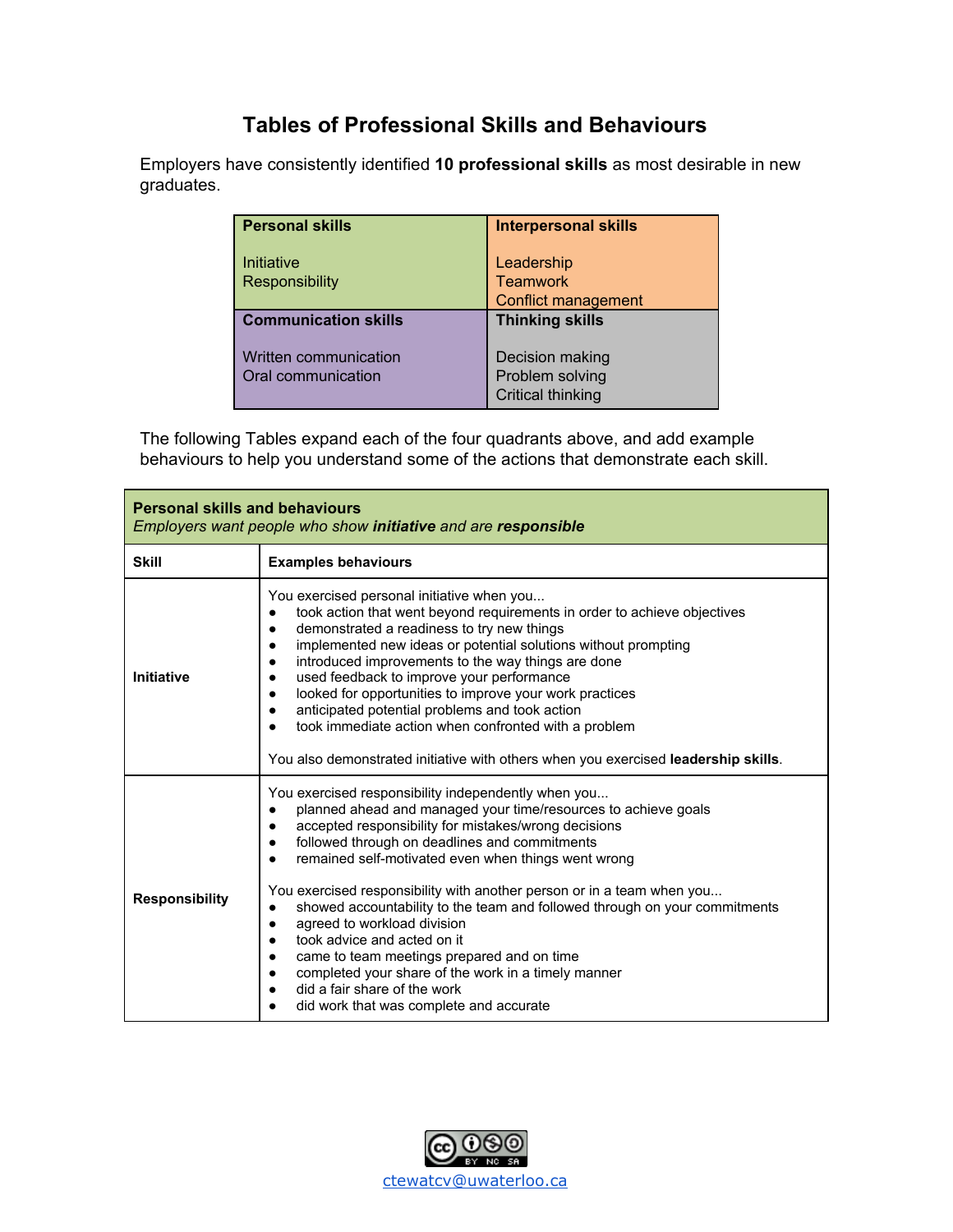# Tables of Professional Skills and Behaviours

Employers have consistently identified **10 professional skills** as most desirable in new graduates.

| **Personal skills**<br><br>Initiative<br>Responsibility | **Interpersonal skills**<br><br>Leadership<br>Teamwork<br>Conflict management |
|---|---|
| **Communication skills**<br><br>Written communication<br>Oral communication | **Thinking skills**<br><br>Decision making<br>Problem solving<br>Critical thinking |

The following Tables expand each of the four quadrants above, and add example behaviours to help you understand some of the actions that demonstrate each skill.

**Personal skills and behaviours**
*Employers want people who show **initiative** and are **responsible***

| Skill | Examples behaviours |
|---|---|
| **Initiative** | You exercised personal initiative when you...<br>● took action that went beyond requirements in order to achieve objectives<br>● demonstrated a readiness to try new things<br>● implemented new ideas or potential solutions without prompting<br>● introduced improvements to the way things are done<br>● used feedback to improve your performance<br>● looked for opportunities to improve your work practices<br>● anticipated potential problems and took action<br>● took immediate action when confronted with a problem<br><br>You also demonstrated initiative with others when you exercised **leadership skills**. |
| **Responsibility** | You exercised responsibility independently when you...<br>● planned ahead and managed your time/resources to achieve goals<br>● accepted responsibility for mistakes/wrong decisions<br>● followed through on deadlines and commitments<br>● remained self-motivated even when things went wrong<br><br>You exercised responsibility with another person or in a team when you...<br>● showed accountability to the team and followed through on your commitments<br>● agreed to workload division<br>● took advice and acted on it<br>● came to team meetings prepared and on time<br>● completed your share of the work in a timely manner<br>● did a fair share of the work<br>● did work that was complete and accurate |

ctewatcv@uwaterloo.ca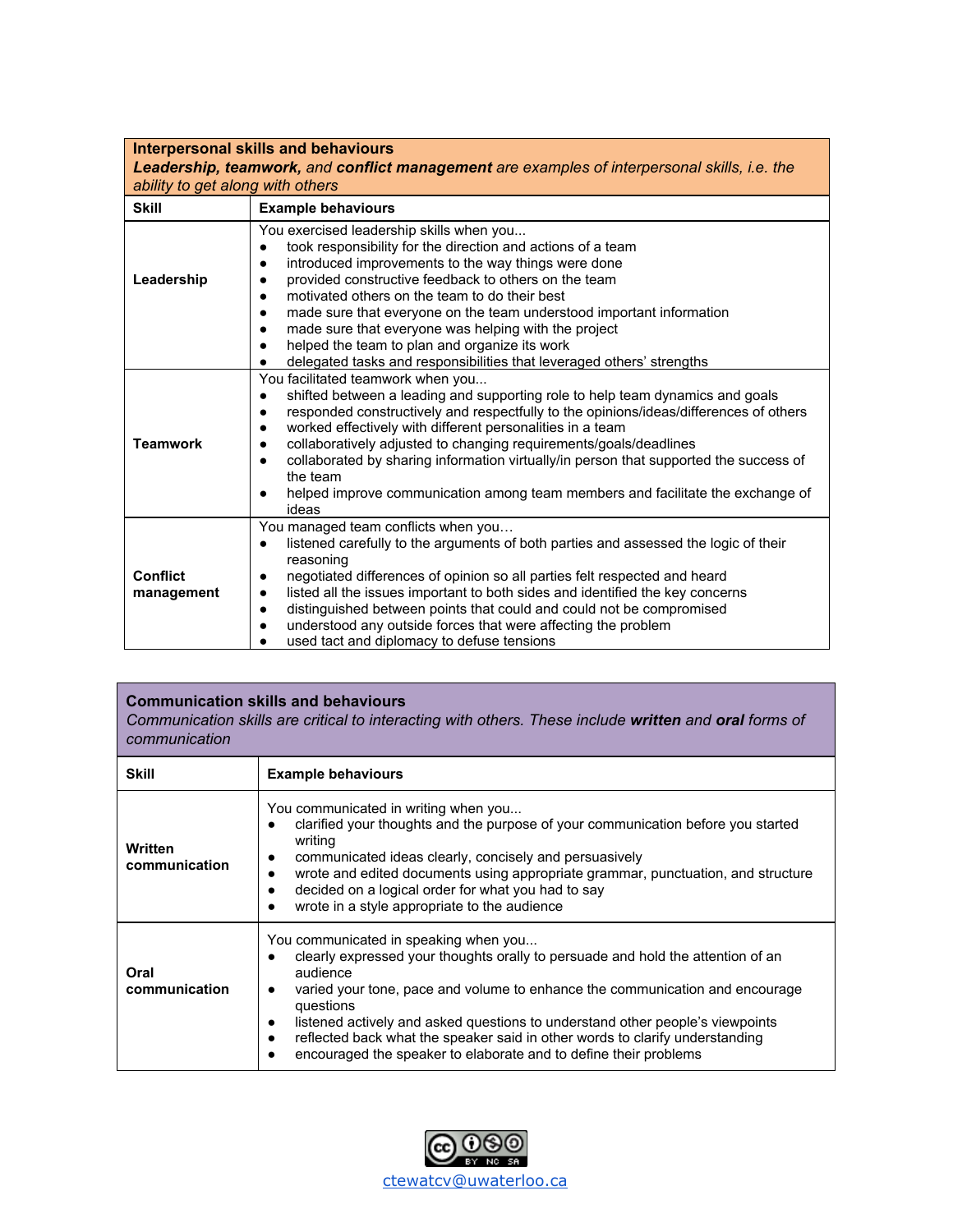| **Interpersonal skills and behaviours**<br>***Leadership, teamwork,*** *and* ***conflict management*** *are examples of interpersonal skills, i.e. the ability to get along with others* | |
|---|---|
| **Skill** | **Example behaviours** |
| **Leadership** | You exercised leadership skills when you...<br>● took responsibility for the direction and actions of a team<br>● introduced improvements to the way things were done<br>● provided constructive feedback to others on the team<br>● motivated others on the team to do their best<br>● made sure that everyone on the team understood important information<br>● made sure that everyone was helping with the project<br>● helped the team to plan and organize its work<br>● delegated tasks and responsibilities that leveraged others' strengths |
| **Teamwork** | You facilitated teamwork when you...<br>● shifted between a leading and supporting role to help team dynamics and goals<br>● responded constructively and respectfully to the opinions/ideas/differences of others<br>● worked effectively with different personalities in a team<br>● collaboratively adjusted to changing requirements/goals/deadlines<br>● collaborated by sharing information virtually/in person that supported the success of the team<br>● helped improve communication among team members and facilitate the exchange of ideas |
| **Conflict management** | You managed team conflicts when you…<br>● listened carefully to the arguments of both parties and assessed the logic of their reasoning<br>● negotiated differences of opinion so all parties felt respected and heard<br>● listed all the issues important to both sides and identified the key concerns<br>● distinguished between points that could and could not be compromised<br>● understood any outside forces that were affecting the problem<br>● used tact and diplomacy to defuse tensions |

| **Communication skills and behaviours**<br>*Communication skills are critical to interacting with others. These include* ***written*** *and* ***oral*** *forms of communication* | |
|---|---|
| **Skill** | **Example behaviours** |
| **Written communication** | You communicated in writing when you...<br>● clarified your thoughts and the purpose of your communication before you started writing<br>● communicated ideas clearly, concisely and persuasively<br>● wrote and edited documents using appropriate grammar, punctuation, and structure<br>● decided on a logical order for what you had to say<br>● wrote in a style appropriate to the audience |
| **Oral communication** | You communicated in speaking when you...<br>● clearly expressed your thoughts orally to persuade and hold the attention of an audience<br>● varied your tone, pace and volume to enhance the communication and encourage questions<br>● listened actively and asked questions to understand other people's viewpoints<br>● reflected back what the speaker said in other words to clarify understanding<br>● encouraged the speaker to elaborate and to define their problems |

ctewatcv@uwaterloo.ca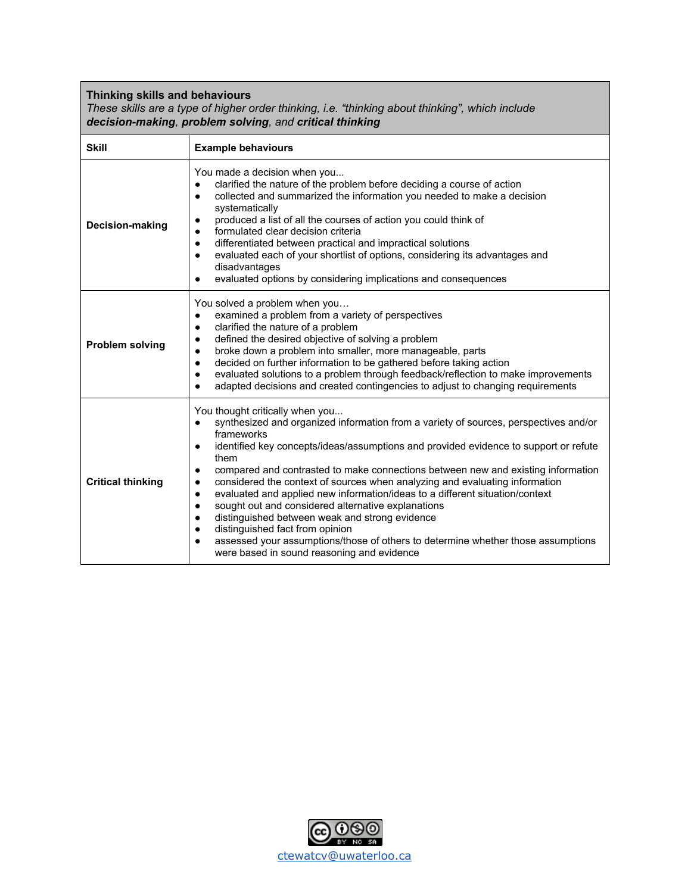| **Thinking skills and behaviours**<br>*These skills are a type of higher order thinking, i.e. "thinking about thinking", which include **decision-making**, **problem solving**, and **critical thinking*** | |
|---|---|
| **Skill** | **Example behaviours** |
| **Decision-making** | You made a decision when you...<br>● clarified the nature of the problem before deciding a course of action<br>● collected and summarized the information you needed to make a decision systematically<br>● produced a list of all the courses of action you could think of<br>● formulated clear decision criteria<br>● differentiated between practical and impractical solutions<br>● evaluated each of your shortlist of options, considering its advantages and disadvantages<br>● evaluated options by considering implications and consequences |
| **Problem solving** | You solved a problem when you…<br>● examined a problem from a variety of perspectives<br>● clarified the nature of a problem<br>● defined the desired objective of solving a problem<br>● broke down a problem into smaller, more manageable, parts<br>● decided on further information to be gathered before taking action<br>● evaluated solutions to a problem through feedback/reflection to make improvements<br>● adapted decisions and created contingencies to adjust to changing requirements |
| **Critical thinking** | You thought critically when you...<br>● synthesized and organized information from a variety of sources, perspectives and/or frameworks<br>● identified key concepts/ideas/assumptions and provided evidence to support or refute them<br>● compared and contrasted to make connections between new and existing information<br>● considered the context of sources when analyzing and evaluating information<br>● evaluated and applied new information/ideas to a different situation/context<br>● sought out and considered alternative explanations<br>● distinguished between weak and strong evidence<br>● distinguished fact from opinion<br>● assessed your assumptions/those of others to determine whether those assumptions were based in sound reasoning and evidence |

ctewatcv@uwaterloo.ca